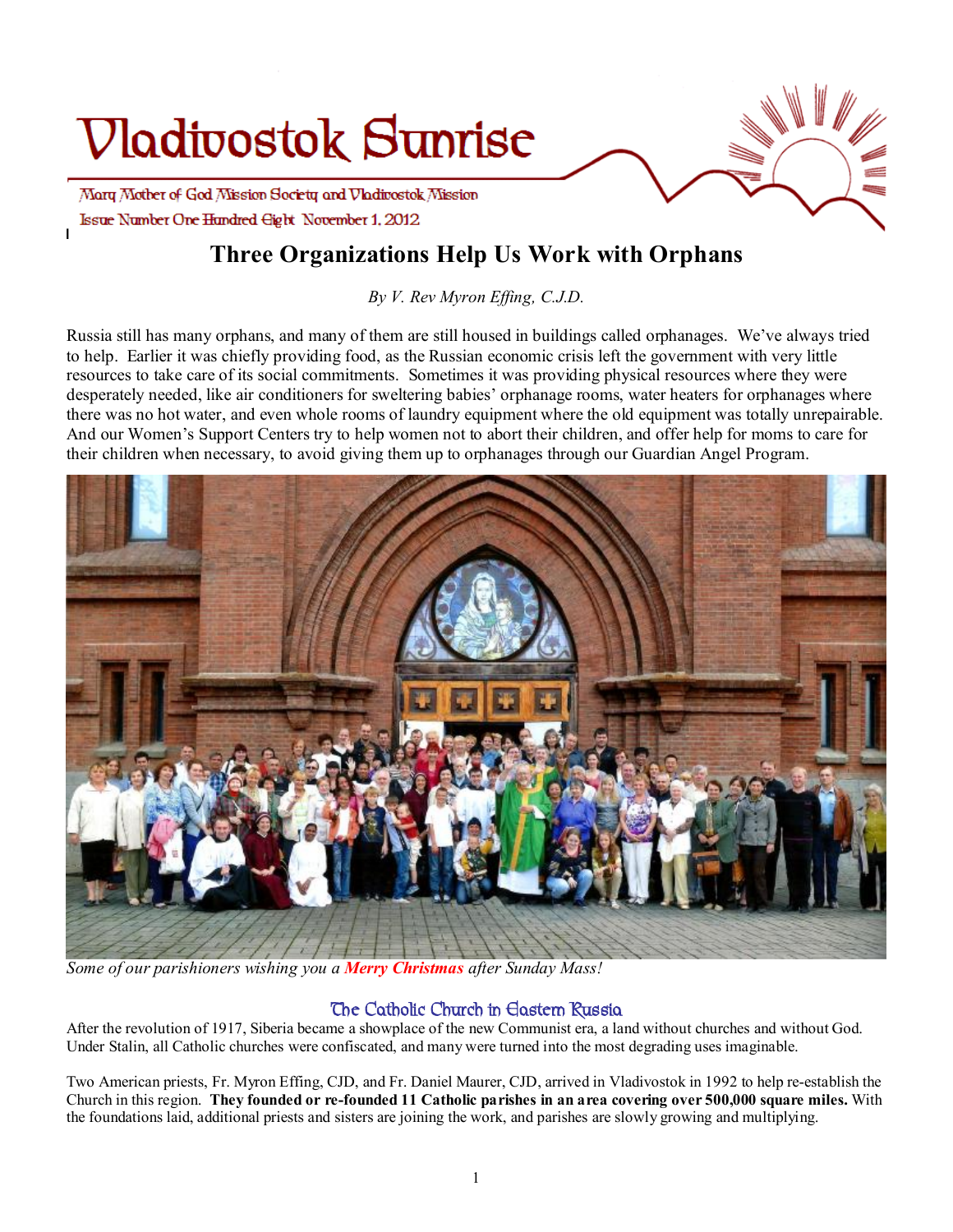# Vladivostok Sunrise

Mary Mother of God Mission Society and Vladivostok Mission

Issue Number One Hundred Eight November 1, 2012

## Three Organizations Help Us Work with Orphans

*By V. Rev Myron Effing, C.J.D.*

Russia still has many orphans, and many of them are still housed in buildings called orphanages. We've always tried to help. Earlier it was chiefly providing food, as the Russian economic crisis left the government with very little resources to take care of its social commitments. Sometimes it was providing physical resources where they were desperately needed, like air conditioners for sweltering babies' orphanage rooms, water heaters for orphanages where there was no hot water, and even whole rooms of laundry equipment where the old equipment was totally unrepairable. And our Women's Support Centers try to help women not to abort their children, and offer help for moms to care for their children when necessary, to avoid giving them up to orphanages through our Guardian Angel Program.

*Some of our parishioners wishing you a **Merry Christmas** after Sunday Mass!*

### The Catholic Church in Eastern Russia

After the revolution of 1917, Siberia became a showplace of the new Communist era, a land without churches and without God. Under Stalin, all Catholic churches were confiscated, and many were turned into the most degrading uses imaginable.

Two American priests, Fr. Myron Effing, CJD, and Fr. Daniel Maurer, CJD, arrived in Vladivostok in 1992 to help re-establish the Church in this region. **They founded or re-founded 11 Catholic parishes in an area covering over 500,000 square miles.** With the foundations laid, additional priests and sisters are joining the work, and parishes are slowly growing and multiplying.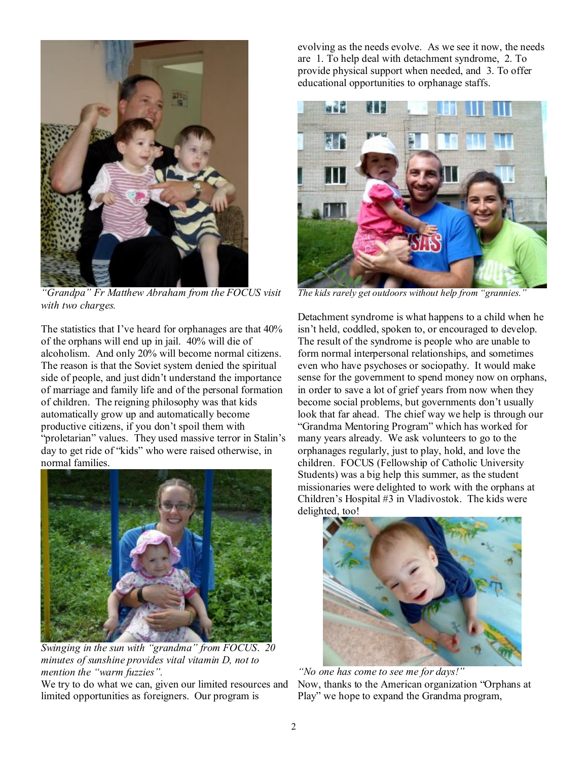*"Grandpa" Fr Matthew Abraham from the FOCUS visit with two charges.*

The statistics that I've heard for orphanages are that 40% of the orphans will end up in jail. 40% will die of alcoholism. And only 20% will become normal citizens. The reason is that the Soviet system denied the spiritual side of people, and just didn't understand the importance of marriage and family life and of the personal formation of children. The reigning philosophy was that kids automatically grow up and automatically become productive citizens, if you don't spoil them with "proletarian" values. They used massive terror in Stalin's day to get ride of "kids" who were raised otherwise, in normal families.

*Swinging in the sun with "grandma" from FOCUS. 20 minutes of sunshine provides vital vitamin D, not to mention the "warm fuzzies".*

We try to do what we can, given our limited resources and limited opportunities as foreigners. Our program is evolving as the needs evolve. As we see it now, the needs are 1. To help deal with detachment syndrome, 2. To provide physical support when needed, and 3. To offer educational opportunities to orphanage staffs.

*The kids rarely get outdoors without help from "grannies."*

Detachment syndrome is what happens to a child when he isn't held, coddled, spoken to, or encouraged to develop. The result of the syndrome is people who are unable to form normal interpersonal relationships, and sometimes even who have psychoses or sociopathy. It would make sense for the government to spend money now on orphans, in order to save a lot of grief years from now when they become social problems, but governments don't usually look that far ahead. The chief way we help is through our "Grandma Mentoring Program" which has worked for many years already. We ask volunteers to go to the orphanages regularly, just to play, hold, and love the children. FOCUS (Fellowship of Catholic University Students) was a big help this summer, as the student missionaries were delighted to work with the orphans at Children's Hospital #3 in Vladivostok. The kids were delighted, too!

*"No one has come to see me for days!"*

Now, thanks to the American organization "Orphans at Play" we hope to expand the Grandma program,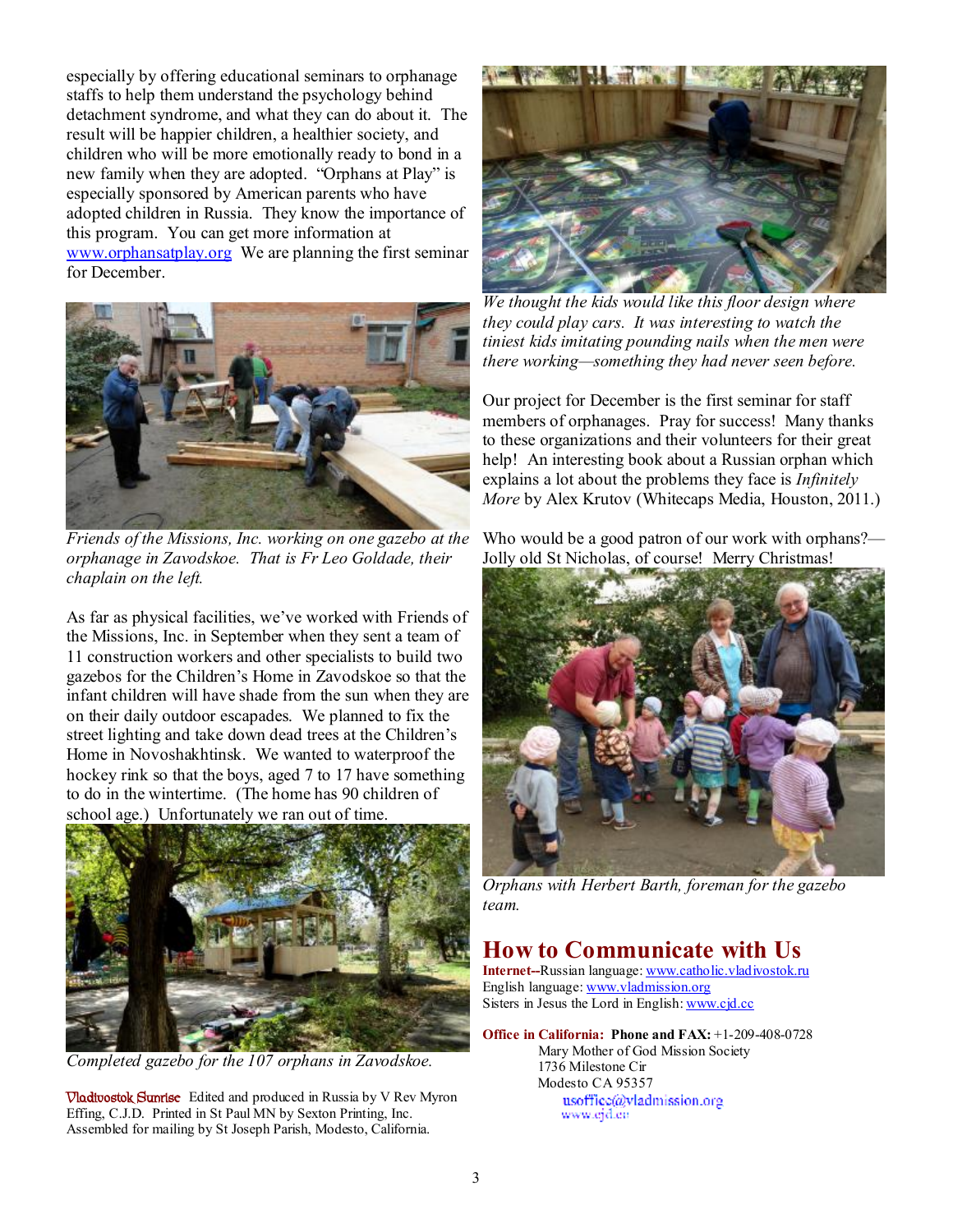especially by offering educational seminars to orphanage staffs to help them understand the psychology behind detachment syndrome, and what they can do about it. The result will be happier children, a healthier society, and children who will be more emotionally ready to bond in a new family when they are adopted. "Orphans at Play" is especially sponsored by American parents who have adopted children in Russia. They know the importance of this program. You can get more information at www.orphansatplay.org We are planning the first seminar for December.

*Friends of the Missions, Inc. working on one gazebo at the orphanage in Zavodskoe. That is Fr Leo Goldade, their chaplain on the left.*

As far as physical facilities, we've worked with Friends of the Missions, Inc. in September when they sent a team of 11 construction workers and other specialists to build two gazebos for the Children's Home in Zavodskoe so that the infant children will have shade from the sun when they are on their daily outdoor escapades. We planned to fix the street lighting and take down dead trees at the Children's Home in Novoshakhtinsk. We wanted to waterproof the hockey rink so that the boys, aged 7 to 17 have something to do in the wintertime. (The home has 90 children of school age.) Unfortunately we ran out of time.

*Completed gazebo for the 107 orphans in Zavodskoe.*

*We thought the kids would like this floor design where they could play cars. It was interesting to watch the tiniest kids imitating pounding nails when the men were there working—something they had never seen before.*

Our project for December is the first seminar for staff members of orphanages. Pray for success! Many thanks to these organizations and their volunteers for their great help! An interesting book about a Russian orphan which explains a lot about the problems they face is *Infinitely More* by Alex Krutov (Whitecaps Media, Houston, 2011.)

Who would be a good patron of our work with orphans?—Jolly old St Nicholas, of course! Merry Christmas!

*Orphans with Herbert Barth, foreman for the gazebo team.*

## How to Communicate with Us

**Internet--**Russian language: www.catholic.vladivostok.ru
English language: www.vladmission.org
Sisters in Jesus the Lord in English: www.cjd.cc

**Office in California: Phone and FAX:** +1-209-408-0728
Mary Mother of God Mission Society
1736 Milestone Cir
Modesto CA 95357
usoffice@vladmission.org
www.cjd.cc

Vladivostok Sunrise Edited and produced in Russia by V Rev Myron Effing, C.J.D. Printed in St Paul MN by Sexton Printing, Inc. Assembled for mailing by St Joseph Parish, Modesto, California.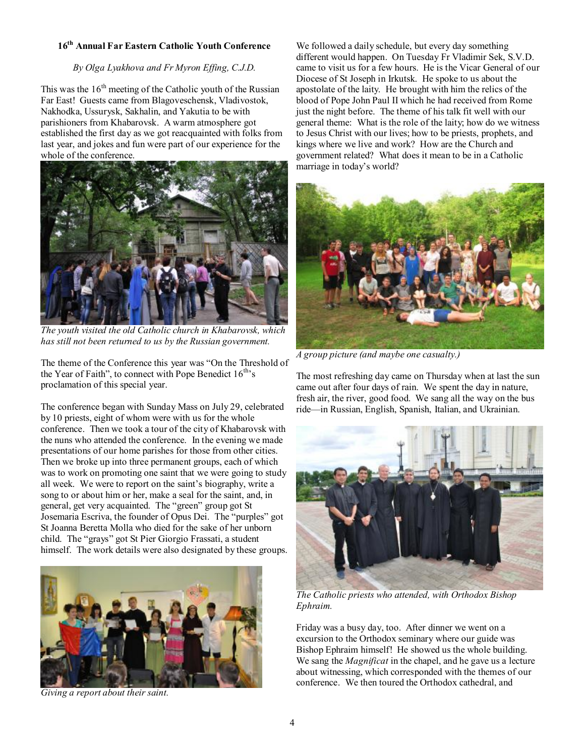## 16th Annual Far Eastern Catholic Youth Conference

*By Olga Lyakhova and Fr Myron Effing, C.J.D.*

This was the 16th meeting of the Catholic youth of the Russian Far East! Guests came from Blagoveschensk, Vladivostok, Nakhodka, Ussurysk, Sakhalin, and Yakutia to be with parishioners from Khabarovsk. A warm atmosphere got established the first day as we got reacquainted with folks from last year, and jokes and fun were part of our experience for the whole of the conference.

*The youth visited the old Catholic church in Khabarovsk, which has still not been returned to us by the Russian government.*

The theme of the Conference this year was "On the Threshold of the Year of Faith", to connect with Pope Benedict 16th's proclamation of this special year.

The conference began with Sunday Mass on July 29, celebrated by 10 priests, eight of whom were with us for the whole conference. Then we took a tour of the city of Khabarovsk with the nuns who attended the conference. In the evening we made presentations of our home parishes for those from other cities. Then we broke up into three permanent groups, each of which was to work on promoting one saint that we were going to study all week. We were to report on the saint's biography, write a song to or about him or her, make a seal for the saint, and, in general, get very acquainted. The "green" group got St Josemaria Escriva, the founder of Opus Dei. The "purples" got St Joanna Beretta Molla who died for the sake of her unborn child. The "grays" got St Pier Giorgio Frassati, a student himself. The work details were also designated by these groups.

*Giving a report about their saint.*

We followed a daily schedule, but every day something different would happen. On Tuesday Fr Vladimir Sek, S.V.D. came to visit us for a few hours. He is the Vicar General of our Diocese of St Joseph in Irkutsk. He spoke to us about the apostolate of the laity. He brought with him the relics of the blood of Pope John Paul II which he had received from Rome just the night before. The theme of his talk fit well with our general theme: What is the role of the laity; how do we witness to Jesus Christ with our lives; how to be priests, prophets, and kings where we live and work? How are the Church and government related? What does it mean to be in a Catholic marriage in today's world?

*A group picture (and maybe one casualty.)*

The most refreshing day came on Thursday when at last the sun came out after four days of rain. We spent the day in nature, fresh air, the river, good food. We sang all the way on the bus ride—in Russian, English, Spanish, Italian, and Ukrainian.

*The Catholic priests who attended, with Orthodox Bishop Ephraim.*

Friday was a busy day, too. After dinner we went on a excursion to the Orthodox seminary where our guide was Bishop Ephraim himself! He showed us the whole building. We sang the *Magnificat* in the chapel, and he gave us a lecture about witnessing, which corresponded with the themes of our conference. We then toured the Orthodox cathedral, and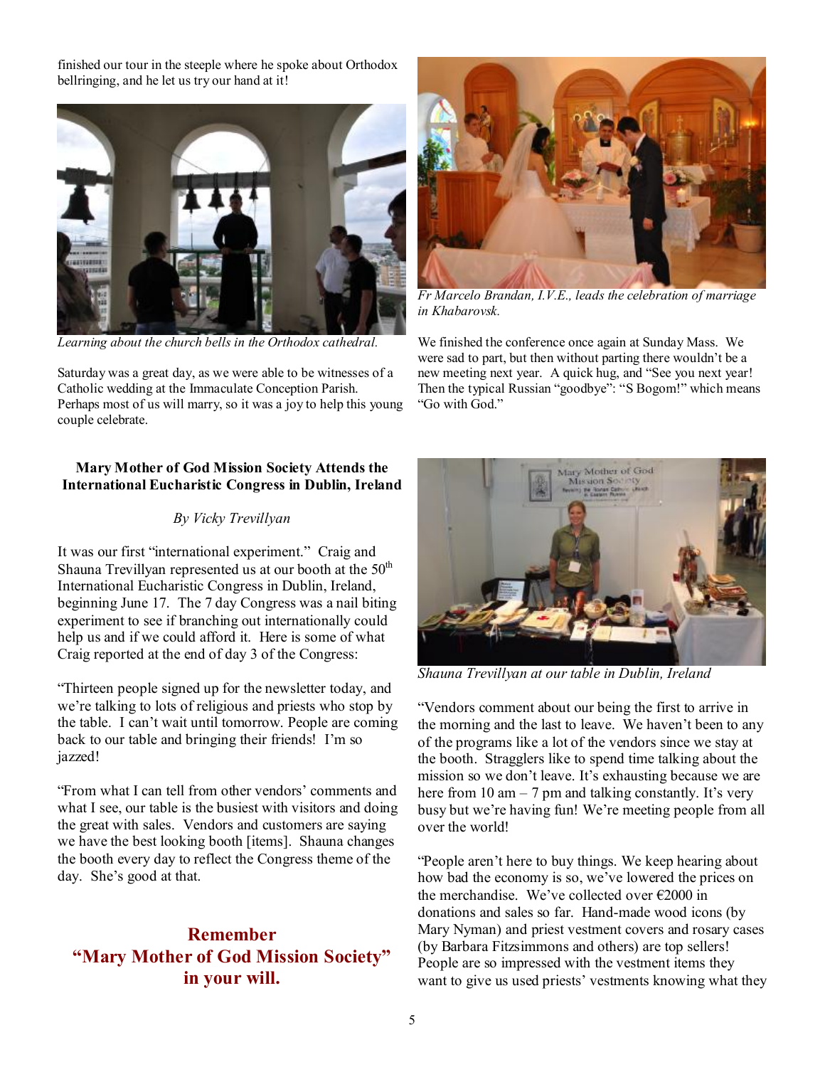finished our tour in the steeple where he spoke about Orthodox bellringing, and he let us try our hand at it!

*Learning about the church bells in the Orthodox cathedral.*

Saturday was a great day, as we were able to be witnesses of a Catholic wedding at the Immaculate Conception Parish. Perhaps most of us will marry, so it was a joy to help this young couple celebrate.

*Fr Marcelo Brandan, I.V.E., leads the celebration of marriage in Khabarovsk.*

We finished the conference once again at Sunday Mass. We were sad to part, but then without parting there wouldn't be a new meeting next year. A quick hug, and "See you next year! Then the typical Russian "goodbye": "S Bogom!" which means "Go with God."

### Mary Mother of God Mission Society Attends the International Eucharistic Congress in Dublin, Ireland

*By Vicky Trevillyan*

It was our first "international experiment." Craig and Shauna Trevillyan represented us at our booth at the 50th International Eucharistic Congress in Dublin, Ireland, beginning June 17. The 7 day Congress was a nail biting experiment to see if branching out internationally could help us and if we could afford it. Here is some of what Craig reported at the end of day 3 of the Congress:

"Thirteen people signed up for the newsletter today, and we're talking to lots of religious and priests who stop by the table. I can't wait until tomorrow. People are coming back to our table and bringing their friends! I'm so jazzed!

"From what I can tell from other vendors' comments and what I see, our table is the busiest with visitors and doing the great with sales. Vendors and customers are saying we have the best looking booth [items]. Shauna changes the booth every day to reflect the Congress theme of the day. She's good at that.

*Shauna Trevillyan at our table in Dublin, Ireland*

"Vendors comment about our being the first to arrive in the morning and the last to leave. We haven't been to any of the programs like a lot of the vendors since we stay at the booth. Stragglers like to spend time talking about the mission so we don't leave. It's exhausting because we are here from 10 am – 7 pm and talking constantly. It's very busy but we're having fun! We're meeting people from all over the world!

"People aren't here to buy things. We keep hearing about how bad the economy is so, we've lowered the prices on the merchandise. We've collected over €2000 in donations and sales so far. Hand-made wood icons (by Mary Nyman) and priest vestment covers and rosary cases (by Barbara Fitzsimmons and others) are top sellers! People are so impressed with the vestment items they want to give us used priests' vestments knowing what they

## Remember "Mary Mother of God Mission Society" in your will.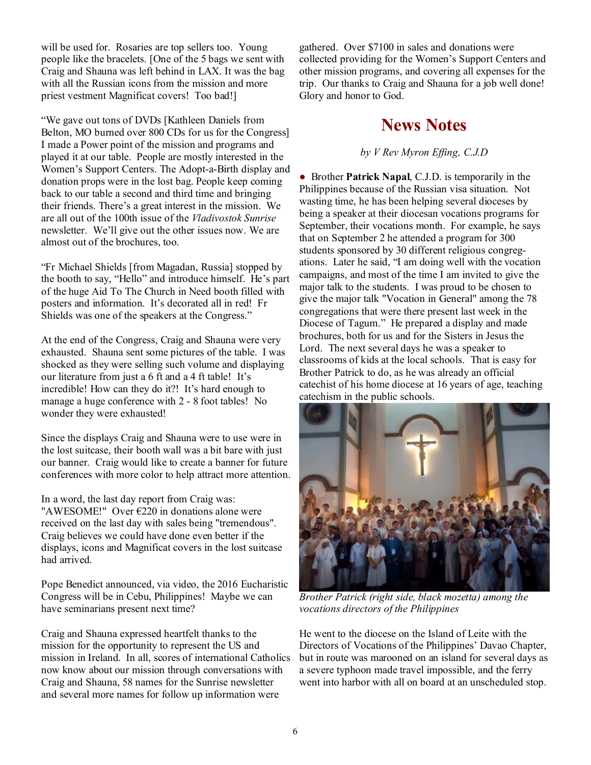will be used for. Rosaries are top sellers too. Young people like the bracelets. [One of the 5 bags we sent with Craig and Shauna was left behind in LAX. It was the bag with all the Russian icons from the mission and more priest vestment Magnificat covers! Too bad!]

"We gave out tons of DVDs [Kathleen Daniels from Belton, MO burned over 800 CDs for us for the Congress] I made a Power point of the mission and programs and played it at our table. People are mostly interested in the Women's Support Centers. The Adopt-a-Birth display and donation props were in the lost bag. People keep coming back to our table a second and third time and bringing their friends. There's a great interest in the mission. We are all out of the 100th issue of the *Vladivostok Sunrise* newsletter. We'll give out the other issues now. We are almost out of the brochures, too.

"Fr Michael Shields [from Magadan, Russia] stopped by the booth to say, "Hello" and introduce himself. He's part of the huge Aid To The Church in Need booth filled with posters and information. It's decorated all in red! Fr Shields was one of the speakers at the Congress."

At the end of the Congress, Craig and Shauna were very exhausted. Shauna sent some pictures of the table. I was shocked as they were selling such volume and displaying our literature from just a 6 ft and a 4 ft table! It's incredible! How can they do it?! It's hard enough to manage a huge conference with 2 - 8 foot tables! No wonder they were exhausted!

Since the displays Craig and Shauna were to use were in the lost suitcase, their booth wall was a bit bare with just our banner. Craig would like to create a banner for future conferences with more color to help attract more attention.

In a word, the last day report from Craig was: "AWESOME!" Over €220 in donations alone were received on the last day with sales being "tremendous". Craig believes we could have done even better if the displays, icons and Magnificat covers in the lost suitcase had arrived.

Pope Benedict announced, via video, the 2016 Eucharistic Congress will be in Cebu, Philippines! Maybe we can have seminarians present next time?

Craig and Shauna expressed heartfelt thanks to the mission for the opportunity to represent the US and mission in Ireland. In all, scores of international Catholics now know about our mission through conversations with Craig and Shauna, 58 names for the Sunrise newsletter and several more names for follow up information were gathered. Over $7100 in sales and donations were collected providing for the Women's Support Centers and other mission programs, and covering all expenses for the trip. Our thanks to Craig and Shauna for a job well done! Glory and honor to God.

# News Notes

*by V Rev Myron Effing, C.J.D*

- Brother **Patrick Napal**, C.J.D. is temporarily in the Philippines because of the Russian visa situation. Not wasting time, he has been helping several dioceses by being a speaker at their diocesan vocations programs for September, their vocations month. For example, he says that on September 2 he attended a program for 300 students sponsored by 30 different religious congregations. Later he said, "I am doing well with the vocation campaigns, and most of the time I am invited to give the major talk to the students. I was proud to be chosen to give the major talk "Vocation in General" among the 78 congregations that were there present last week in the Diocese of Tagum." He prepared a display and made brochures, both for us and for the Sisters in Jesus the Lord. The next several days he was a speaker to classrooms of kids at the local schools. That is easy for Brother Patrick to do, as he was already an official catechist of his home diocese at 16 years of age, teaching catechism in the public schools.

*Brother Patrick (right side, black mozetta) among the vocations directors of the Philippines*

He went to the diocese on the Island of Leite with the Directors of Vocations of the Philippines' Davao Chapter, but in route was marooned on an island for several days as a severe typhoon made travel impossible, and the ferry went into harbor with all on board at an unscheduled stop.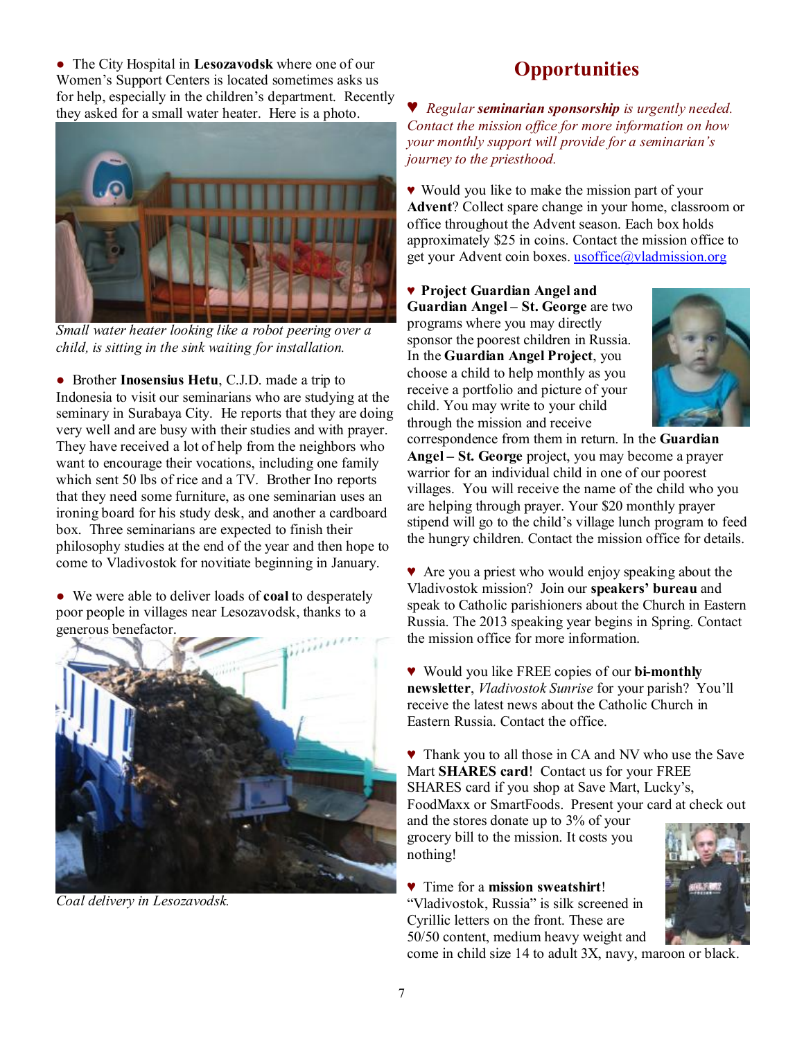- The City Hospital in **Lesozavodsk** where one of our Women's Support Centers is located sometimes asks us for help, especially in the children's department. Recently they asked for a small water heater. Here is a photo.

*Small water heater looking like a robot peering over a child, is sitting in the sink waiting for installation.*

- Brother **Inosensius Hetu**, C.J.D. made a trip to Indonesia to visit our seminarians who are studying at the seminary in Surabaya City. He reports that they are doing very well and are busy with their studies and with prayer. They have received a lot of help from the neighbors who want to encourage their vocations, including one family which sent 50 lbs of rice and a TV. Brother Ino reports that they need some furniture, as one seminarian uses an ironing board for his study desk, and another a cardboard box. Three seminarians are expected to finish their philosophy studies at the end of the year and then hope to come to Vladivostok for novitiate beginning in January.

- We were able to deliver loads of **coal** to desperately poor people in villages near Lesozavodsk, thanks to a generous benefactor.

*Coal delivery in Lesozavodsk.*

# Opportunities

♥ *Regular **seminarian sponsorship** is urgently needed. Contact the mission office for more information on how your monthly support will provide for a seminarian's journey to the priesthood.*

♥ Would you like to make the mission part of your **Advent**? Collect spare change in your home, classroom or office throughout the Advent season. Each box holds approximately $25 in coins. Contact the mission office to get your Advent coin boxes. usoffice@vladmission.org

♥ **Project Guardian Angel and Guardian Angel – St. George** are two programs where you may directly sponsor the poorest children in Russia. In the **Guardian Angel Project**, you choose a child to help monthly as you receive a portfolio and picture of your child. You may write to your child through the mission and receive correspondence from them in return. In the **Guardian Angel – St. George** project, you may become a prayer warrior for an individual child in one of our poorest villages. You will receive the name of the child who you are helping through prayer. Your $20 monthly prayer stipend will go to the child's village lunch program to feed the hungry children. Contact the mission office for details.

♥ Are you a priest who would enjoy speaking about the Vladivostok mission? Join our **speakers' bureau** and speak to Catholic parishioners about the Church in Eastern Russia. The 2013 speaking year begins in Spring. Contact the mission office for more information.

♥ Would you like FREE copies of our **bi-monthly newsletter**, *Vladivostok Sunrise* for your parish? You'll receive the latest news about the Catholic Church in Eastern Russia. Contact the office.

♥ Thank you to all those in CA and NV who use the Save Mart **SHARES card**! Contact us for your FREE SHARES card if you shop at Save Mart, Lucky's, FoodMaxx or SmartFoods. Present your card at check out and the stores donate up to 3% of your grocery bill to the mission. It costs you nothing!

♥ Time for a **mission sweatshirt**! "Vladivostok, Russia" is silk screened in Cyrillic letters on the front. These are 50/50 content, medium heavy weight and come in child size 14 to adult 3X, navy, maroon or black.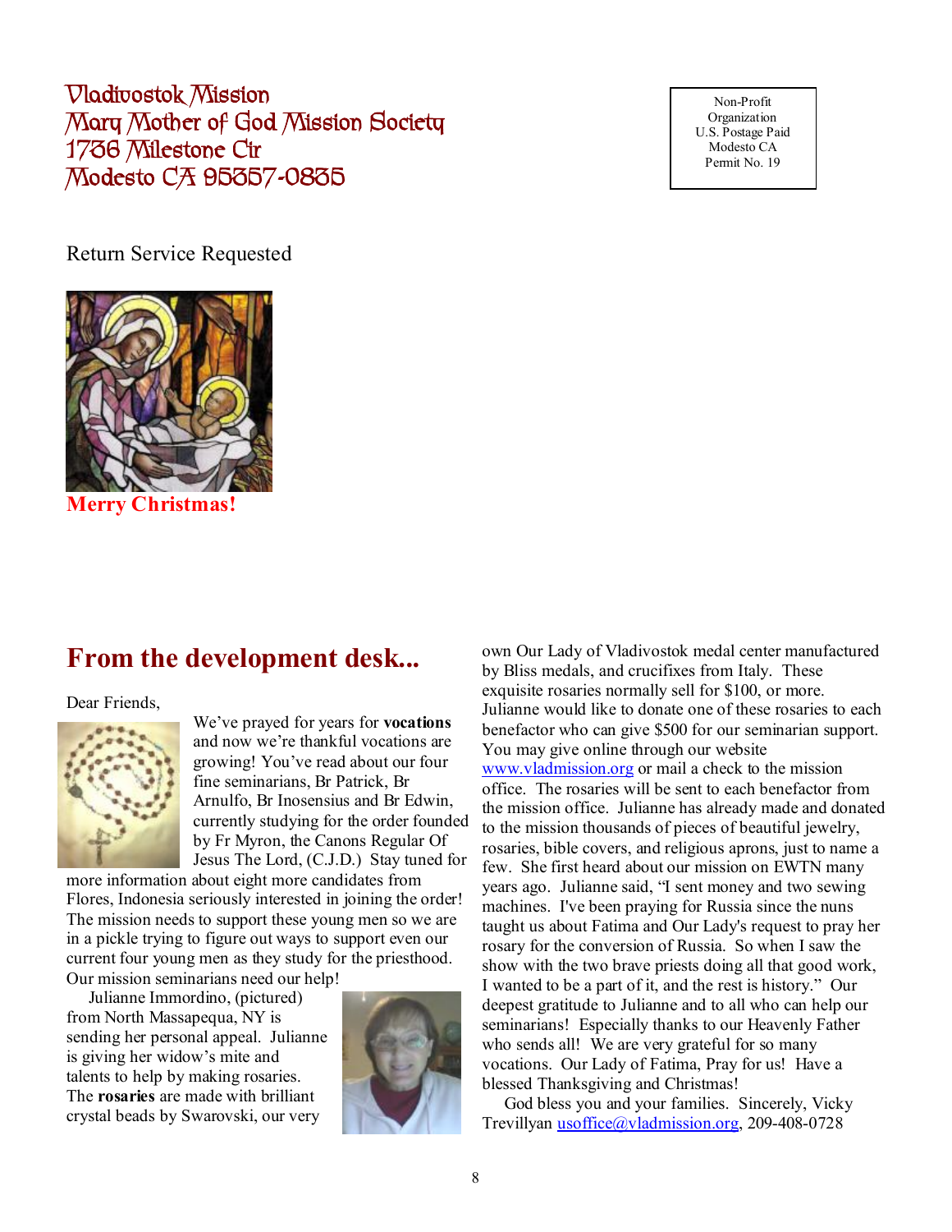Vladivostok Mission
Mary Mother of God Mission Society
1736 Milestone Cir
Modesto CA 95357-0835

Non-Profit Organization
U.S. Postage Paid
Modesto CA
Permit No. 19

Return Service Requested

**Merry Christmas!**

## From the development desk...

Dear Friends,

We've prayed for years for **vocations** and now we're thankful vocations are growing! You've read about our four fine seminarians, Br Patrick, Br Arnulfo, Br Inosensius and Br Edwin, currently studying for the order founded by Fr Myron, the Canons Regular Of Jesus The Lord, (C.J.D.) Stay tuned for more information about eight more candidates from Flores, Indonesia seriously interested in joining the order! The mission needs to support these young men so we are in a pickle trying to figure out ways to support even our current four young men as they study for the priesthood. Our mission seminarians need our help!

Julianne Immordino, (pictured) from North Massapequa, NY is sending her personal appeal. Julianne is giving her widow's mite and talents to help by making rosaries. The **rosaries** are made with brilliant crystal beads by Swarovski, our very own Our Lady of Vladivostok medal center manufactured by Bliss medals, and crucifixes from Italy. These exquisite rosaries normally sell for $100, or more. Julianne would like to donate one of these rosaries to each benefactor who can give $500 for our seminarian support. You may give online through our website www.vladmission.org or mail a check to the mission office. The rosaries will be sent to each benefactor from the mission office. Julianne has already made and donated to the mission thousands of pieces of beautiful jewelry, rosaries, bible covers, and religious aprons, just to name a few. She first heard about our mission on EWTN many years ago. Julianne said, "I sent money and two sewing machines. I've been praying for Russia since the nuns taught us about Fatima and Our Lady's request to pray her rosary for the conversion of Russia. So when I saw the show with the two brave priests doing all that good work, I wanted to be a part of it, and the rest is history." Our deepest gratitude to Julianne and to all who can help our seminarians! Especially thanks to our Heavenly Father who sends all! We are very grateful for so many vocations. Our Lady of Fatima, Pray for us! Have a blessed Thanksgiving and Christmas!

God bless you and your families. Sincerely, Vicky Trevillyan usoffice@vladmission.org, 209-408-0728